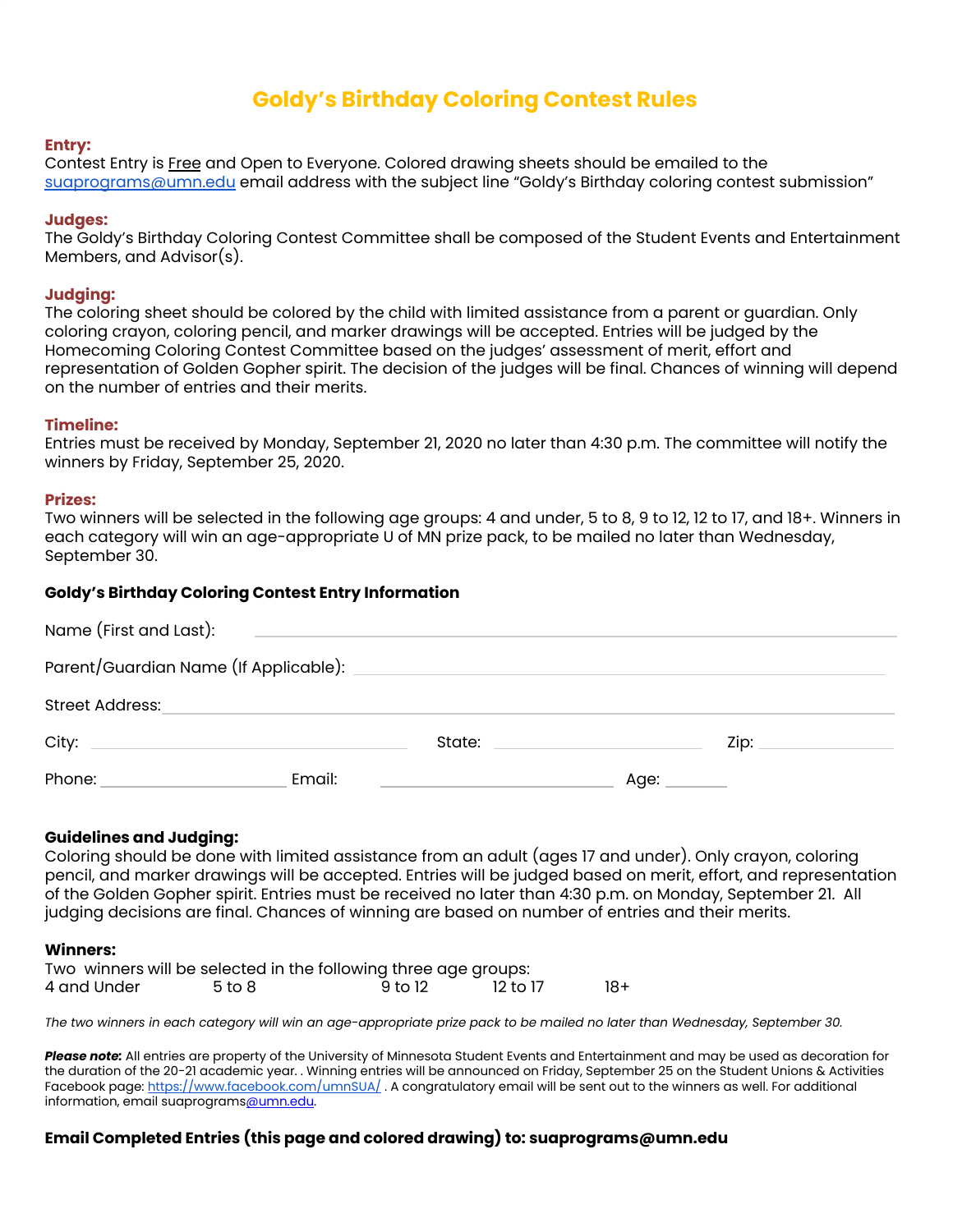# Goldy's Birthday Coloring Contest Rules

**Entry:**
Contest Entry is Free and Open to Everyone. Colored drawing sheets should be emailed to the suaprograms@umn.edu email address with the subject line "Goldy's Birthday coloring contest submission"

**Judges:**
The Goldy's Birthday Coloring Contest Committee shall be composed of the Student Events and Entertainment Members, and Advisor(s).

**Judging:**
The coloring sheet should be colored by the child with limited assistance from a parent or guardian. Only coloring crayon, coloring pencil, and marker drawings will be accepted. Entries will be judged by the Homecoming Coloring Contest Committee based on the judges' assessment of merit, effort and representation of Golden Gopher spirit. The decision of the judges will be final. Chances of winning will depend on the number of entries and their merits.

**Timeline:**
Entries must be received by Monday, September 21, 2020 no later than 4:30 p.m. The committee will notify the winners by Friday, September 25, 2020.

**Prizes:**
Two winners will be selected in the following age groups: 4 and under, 5 to 8, 9 to 12, 12 to 17, and 18+. Winners in each category will win an age-appropriate U of MN prize pack, to be mailed no later than Wednesday, September 30.

**Goldy's Birthday Coloring Contest Entry Information**

Name (First and Last): ______________________________

Parent/Guardian Name (If Applicable): ______________________________

Street Address: ______________________________

City: ______________ State: ______________ Zip: ______________

Phone: ______________ Email: ______________ Age: ________

**Guidelines and Judging:**
Coloring should be done with limited assistance from an adult (ages 17 and under). Only crayon, coloring pencil, and marker drawings will be accepted. Entries will be judged based on merit, effort, and representation of the Golden Gopher spirit. Entries must be received no later than 4:30 p.m. on Monday, September 21. All judging decisions are final. Chances of winning are based on number of entries and their merits.

**Winners:**
Two winners will be selected in the following three age groups:
4 and Under 5 to 8 9 to 12 12 to 17 18+

*The two winners in each category will win an age-appropriate prize pack to be mailed no later than Wednesday, September 30.*

***Please note:*** All entries are property of the University of Minnesota Student Events and Entertainment and may be used as decoration for the duration of the 20-21 academic year. . Winning entries will be announced on Friday, September 25 on the Student Unions & Activities Facebook page: https://www.facebook.com/umnSUA/ . A congratulatory email will be sent out to the winners as well. For additional information, email suaprograms@umn.edu.

**Email Completed Entries (this page and colored drawing) to: suaprograms@umn.edu**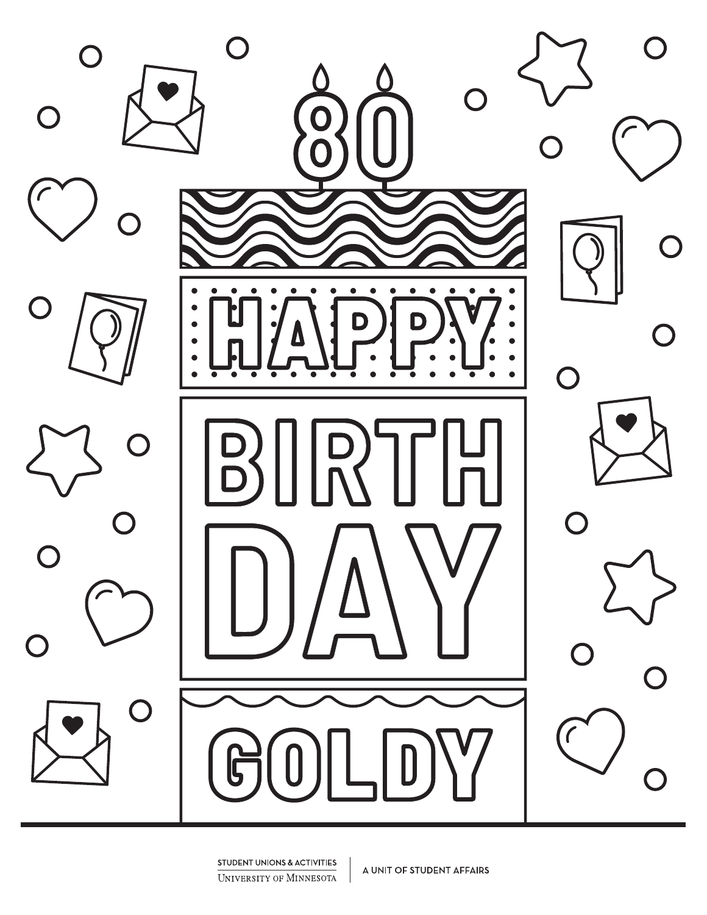80

HAPPY

BIRTHDAY

GOLDY

STUDENT UNIONS & ACTIVITIES
UNIVERSITY OF MINNESOTA

A UNIT OF STUDENT AFFAIRS